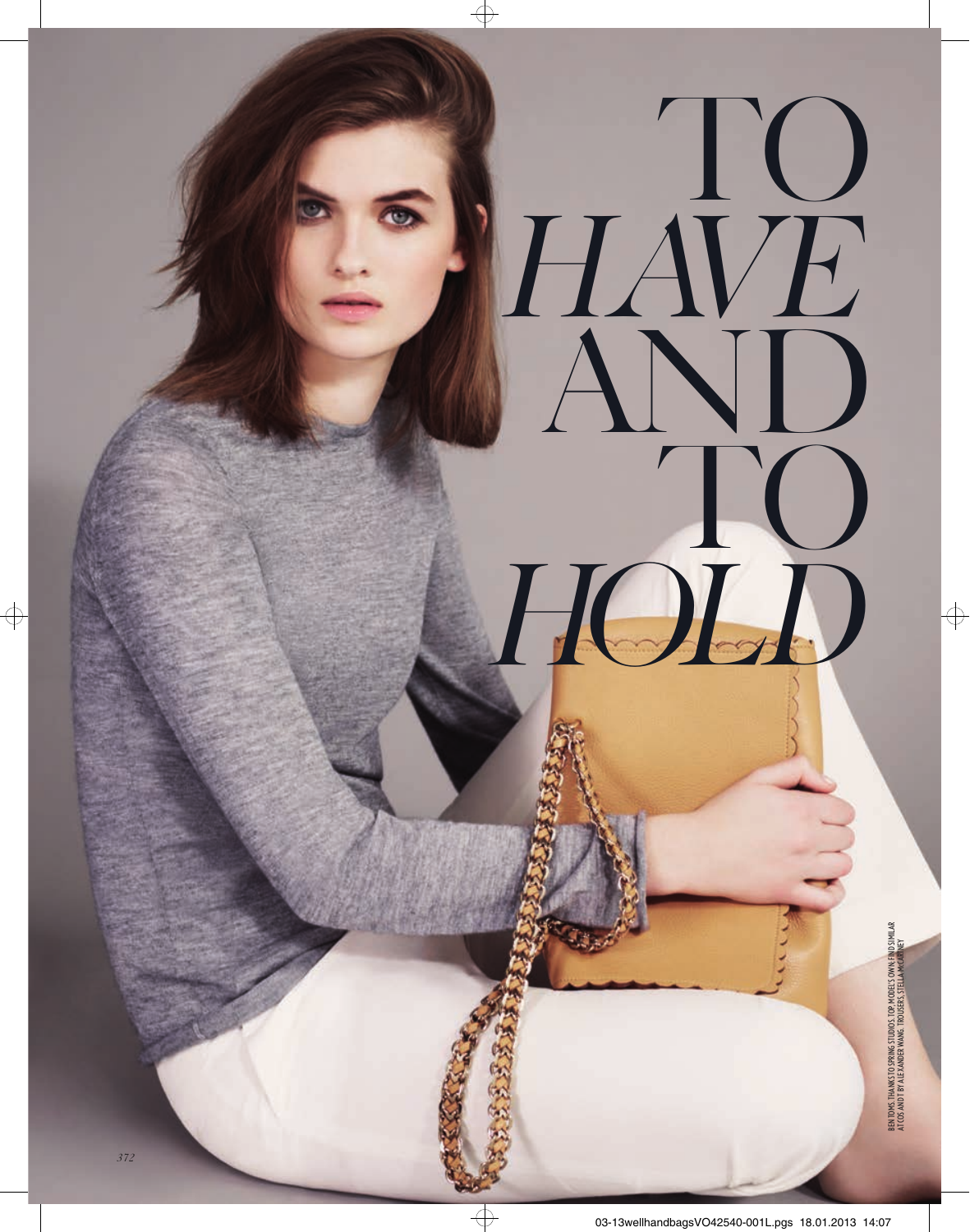# TO *HAVE* AND TO *HOLD*

BEN TOMS. THANKS TO SPRING STUDIOS. TOP, MODEL'S OWN; FIND SIMILAR AT COS AND T BY ALEXANDER WANG. TROUSERS, STELLA McCARTNEY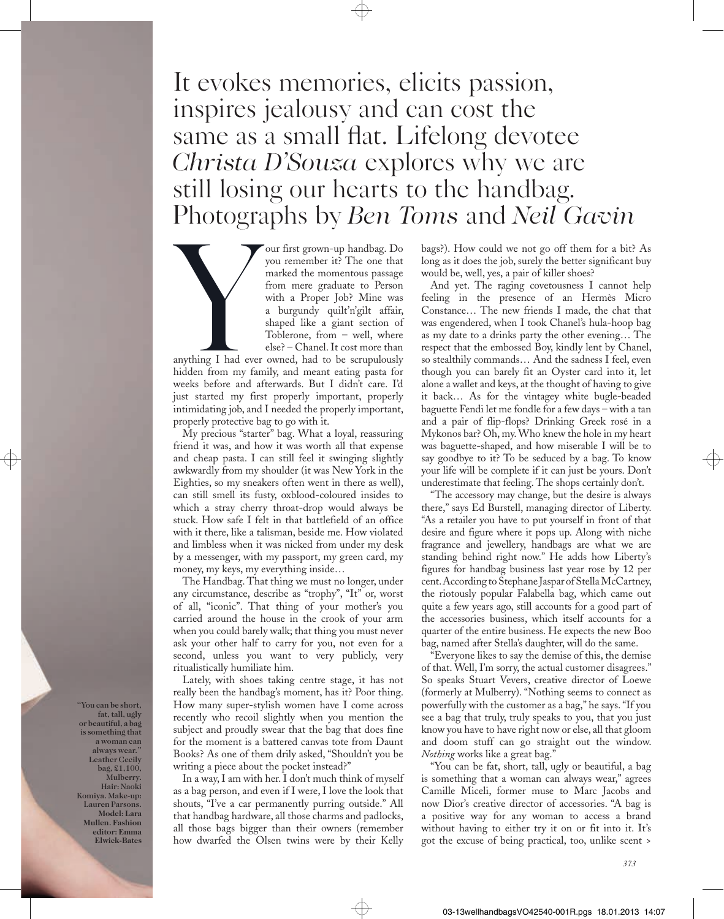# It evokes memories, elicits passion, inspires jealousy and can cost the same as a small flat. Lifelong devotee *Christa D'Souza* explores why we are still losing our hearts to the handbag. Photographs by *Ben Toms* and *Neil Gavin*

Your first grown-up handbag. Do you remember it? The one that marked the momentous passage from mere graduate to Person with a Proper Job? Mine was a burgundy quilt'n'gilt affair, shaped like a giant section of Toblerone, from – well, where else? – Chanel. It cost more than anything I had ever owned, had to be scrupulously hidden from my family, and meant eating pasta for weeks before and afterwards. But I didn't care. I'd just started my first properly important, properly intimidating job, and I needed the properly important, properly protective bag to go with it.

My precious "starter" bag. What a loyal, reassuring friend it was, and how it was worth all that expense and cheap pasta. I can still feel it swinging slightly awkwardly from my shoulder (it was New York in the Eighties, so my sneakers often went in there as well), can still smell its fusty, oxblood-coloured insides to which a stray cherry throat-drop would always be stuck. How safe I felt in that battlefield of an office with it there, like a talisman, beside me. How violated and limbless when it was nicked from under my desk by a messenger, with my passport, my green card, my money, my keys, my everything inside…

The Handbag. That thing we must no longer, under any circumstance, describe as "trophy", "It" or, worst of all, "iconic". That thing of your mother's you carried around the house in the crook of your arm when you could barely walk; that thing you must never ask your other half to carry for you, not even for a second, unless you want to very publicly, very ritualistically humiliate him.

Lately, with shoes taking centre stage, it has not really been the handbag's moment, has it? Poor thing. How many super-stylish women have I come across recently who recoil slightly when you mention the subject and proudly swear that the bag that does fine for the moment is a battered canvas tote from Daunt Books? As one of them drily asked, "Shouldn't you be writing a piece about the pocket instead?"

In a way, I am with her. I don't much think of myself as a bag person, and even if I were, I love the look that shouts, "I've a car permanently purring outside." All that handbag hardware, all those charms and padlocks, all those bags bigger than their owners (remember how dwarfed the Olsen twins were by their Kelly bags?). How could we not go off them for a bit? As long as it does the job, surely the better significant buy would be, well, yes, a pair of killer shoes?

And yet. The raging covetousness I cannot help feeling in the presence of an Hermès Micro Constance… The new friends I made, the chat that was engendered, when I took Chanel's hula-hoop bag as my date to a drinks party the other evening… The respect that the embossed Boy, kindly lent by Chanel, so stealthily commands… And the sadness I feel, even though you can barely fit an Oyster card into it, let alone a wallet and keys, at the thought of having to give it back… As for the vintagey white bugle-beaded baguette Fendi let me fondle for a few days – with a tan and a pair of flip-flops? Drinking Greek rosé in a Mykonos bar? Oh, my. Who knew the hole in my heart was baguette-shaped, and how miserable I will be to say goodbye to it? To be seduced by a bag. To know your life will be complete if it can just be yours. Don't underestimate that feeling. The shops certainly don't.

"The accessory may change, but the desire is always there," says Ed Burstell, managing director of Liberty. "As a retailer you have to put yourself in front of that desire and figure where it pops up. Along with niche fragrance and jewellery, handbags are what we are standing behind right now." He adds how Liberty's figures for handbag business last year rose by 12 per cent. According to Stephane Jaspar of Stella McCartney, the riotously popular Falabella bag, which came out quite a few years ago, still accounts for a good part of the accessories business, which itself accounts for a quarter of the entire business. He expects the new Boo bag, named after Stella's daughter, will do the same.

"Everyone likes to say the demise of this, the demise of that. Well, I'm sorry, the actual customer disagrees." So speaks Stuart Vevers, creative director of Loewe (formerly at Mulberry). "Nothing seems to connect as powerfully with the customer as a bag," he says. "If you see a bag that truly, truly speaks to you, that you just know you have to have right now or else, all that gloom and doom stuff can go straight out the window. *Nothing* works like a great bag."

"You can be fat, short, tall, ugly or beautiful, a bag is something that a woman can always wear," agrees Camille Miceli, former muse to Marc Jacobs and now Dior's creative director of accessories. "A bag is a positive way for any woman to access a brand without having to either try it on or fit into it. It's got the excuse of being practical, too, unlike scent >

**"You can be short, fat, tall, ugly or beautiful, a bag is something that a woman can always wear."** Leather Cecily bag, £1,100, Mulberry. Hair: Naoki Komiya. Make-up: Lauren Parsons. Model: Lara Mullen. Fashion editor: Emma Elwick-Bates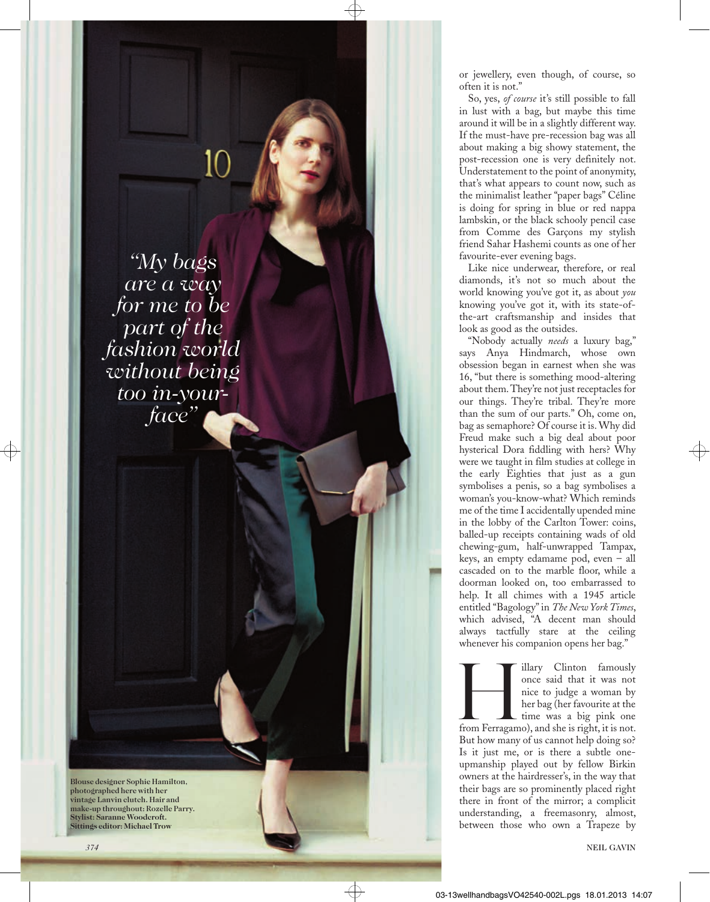*"My bags are a way for me to be part of the fashion world without being too in-your-face"*

**Blouse designer Sophie Hamilton, photographed here with her vintage Lanvin clutch. Hair and make-up throughout: Rozelle Parry. Stylist: Saranne Woodcroft. Sittings editor: Michael Trow**

or jewellery, even though, of course, so often it is not."

So, yes, *of course* it's still possible to fall in lust with a bag, but maybe this time around it will be in a slightly different way. If the must-have pre-recession bag was all about making a big showy statement, the post-recession one is very definitely not. Understatement to the point of anonymity, that's what appears to count now, such as the minimalist leather "paper bags" Céline is doing for spring in blue or red nappa lambskin, or the black schooly pencil case from Comme des Garçons my stylish friend Sahar Hashemi counts as one of her favourite-ever evening bags.

Like nice underwear, therefore, or real diamonds, it's not so much about the world knowing you've got it, as about *you* knowing you've got it, with its state-of-the-art craftsmanship and insides that look as good as the outsides.

"Nobody actually *needs* a luxury bag," says Anya Hindmarch, whose own obsession began in earnest when she was 16, "but there is something mood-altering about them. They're not just receptacles for our things. They're tribal. They're more than the sum of our parts." Oh, come on, bag as semaphore? Of course it is. Why did Freud make such a big deal about poor hysterical Dora fiddling with hers? Why were we taught in film studies at college in the early Eighties that just as a gun symbolises a penis, so a bag symbolises a woman's you-know-what? Which reminds me of the time I accidentally upended mine in the lobby of the Carlton Tower: coins, balled-up receipts containing wads of old chewing-gum, half-unwrapped Tampax, keys, an empty edamame pod, even – all cascaded on to the marble floor, while a doorman looked on, too embarrassed to help. It all chimes with a 1945 article entitled "Bagology" in *The New York Times*, which advised, "A decent man should always tactfully stare at the ceiling whenever his companion opens her bag."

Hillary Clinton famously once said that it was not nice to judge a woman by her bag (her favourite at the time was a big pink one from Ferragamo), and she is right, it is not. But how many of us cannot help doing so? Is it just me, or is there a subtle one-upmanship played out by fellow Birkin owners at the hairdresser's, in the way that their bags are so prominently placed right there in front of the mirror; a complicit understanding, a freemasonry, almost, between those who own a Trapeze by

NEIL GAVIN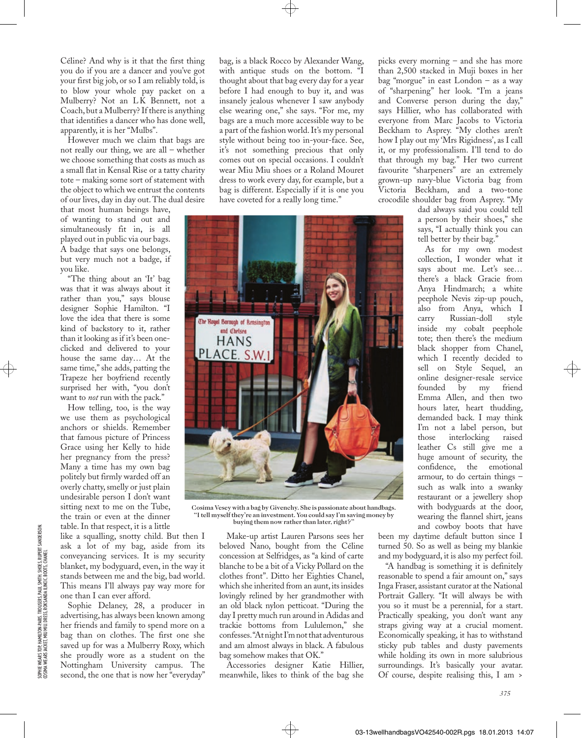Céline? And why is it that the first thing you do if you are a dancer and you've got your first big job, or so I am reliably told, is to blow your whole pay packet on a Mulberry? Not an LK Bennett, not a Coach, but a Mulberry? If there is anything that identifies a dancer who has done well, apparently, it is her "Mulbs".

However much we claim that bags are not really our thing, we are all – whether we choose something that costs as much as a small flat in Kensal Rise or a tatty charity tote – making some sort of statement with the object to which we entrust the contents of our lives, day in day out. The dual desire that most human beings have, of wanting to stand out and simultaneously fit in, is all played out in public via our bags. A badge that says one belongs, but very much not a badge, if you like.

"The thing about an 'It' bag was that it was always about it rather than you," says blouse designer Sophie Hamilton. "I love the idea that there is some kind of backstory to it, rather than it looking as if it's been one-clicked and delivered to your house the same day… At the same time," she adds, patting the Trapeze her boyfriend recently surprised her with, "you don't want to *not* run with the pack."

How telling, too, is the way we use them as psychological anchors or shields. Remember that famous picture of Princess Grace using her Kelly to hide her pregnancy from the press? Many a time has my own bag politely but firmly warded off an overly chatty, smelly or just plain undesirable person I don't want sitting next to me on the Tube, the train or even at the dinner table. In that respect, it is a little like a squalling, snotty child. But then I ask a lot of my bag, aside from its conveyancing services. It is my security blanket, my bodyguard, even, in the way it stands between me and the big, bad world. This means I'll always pay way more for one than I can ever afford.

Sophie Delaney, 28, a producer in advertising, has always been known among her friends and family to spend more on a bag than on clothes. The first one she saved up for was a Mulberry Roxy, which she proudly wore as a student on the Nottingham University campus. The second, the one that is now her "everyday" bag, is a black Rocco by Alexander Wang, with antique studs on the bottom. "I thought about that bag every day for a year before I had enough to buy it, and was insanely jealous whenever I saw anybody else wearing one," she says. "For me, my bags are a much more accessible way to be a part of the fashion world. It's my personal style without being too in-your-face. See, it's not something precious that only comes out on special occasions. I couldn't wear Miu Miu shoes or a Roland Mouret dress to work every day, for example, but a bag is different. Especially if it is one you have coveted for a really long time."

Cosima Vesey with a bag by Givenchy. She is passionate about handbags. "I tell myself they're an investment. You could say I'm saving money by buying them now rather than later, right?"

Make-up artist Lauren Parsons sees her beloved Nano, bought from the Céline concession at Selfridges, as "a kind of carte blanche to be a bit of a Vicky Pollard on the clothes front". Ditto her Eighties Chanel, which she inherited from an aunt, its insides lovingly relined by her grandmother with an old black nylon petticoat. "During the day I pretty much run around in Adidas and trackie bottoms from Lululemon," she confesses. "At night I'm not that adventurous and am almost always in black. A fabulous bag somehow makes that OK."

Accessories designer Katie Hillier, meanwhile, likes to think of the bag she picks every morning – and she has more than 2,500 stacked in Muji boxes in her bag "morgue" in east London – as a way of "sharpening" her look. "I'm a jeans and Converse person during the day," says Hillier, who has collaborated with everyone from Marc Jacobs to Victoria Beckham to Asprey. "My clothes aren't how I play out my 'Mrs Rigidness', as I call it, or my professionalism. I'll tend to do that through my bag." Her two current favourite "sharpeners" are an extremely grown-up navy-blue Victoria bag from Victoria Beckham, and a two-tone crocodile shoulder bag from Asprey. "My dad always said you could tell a person by their shoes," she says, "I actually think you can tell better by their bag."

As for my own modest collection, I wonder what it says about me. Let's see… there's a black Gracie from Anya Hindmarch; a white peephole Nevis zip-up pouch, also from Anya, which I carry Russian-doll style inside my cobalt peephole tote; then there's the medium black shopper from Chanel, which I recently decided to sell on Style Sequel, an online designer-resale service founded by my friend Emma Allen, and then two hours later, heart thudding, demanded back. I may think I'm not a label person, but those interlocking raised leather Cs still give me a huge amount of security, the confidence, the emotional armour, to do certain things – such as walk into a swanky restaurant or a jewellery shop with bodyguards at the door, wearing the flannel shirt, jeans and cowboy boots that have been my daytime default button since I turned 50. So as well as being my blankie and my bodyguard, it is also my perfect foil.

"A handbag is something it is definitely reasonable to spend a fair amount on," says Inga Fraser, assistant curator at the National Portrait Gallery. "It will always be with you so it must be a perennial, for a start. Practically speaking, you don't want any straps giving way at a crucial moment. Economically speaking, it has to withstand sticky pub tables and dusty pavements while holding its own in more salubrious surroundings. It's basically your avatar. Of course, despite realising this, I am >

SOPHIE WEARS TOP, HAMILTON-PARIS. TROUSERS, PAUL SMITH. SHOES, RUPERT SANDERSON. COSIMA WEARS JACKET, MIU MIU. DRESS, ROKSANDA ILINCIC. BOOTS, CHANEL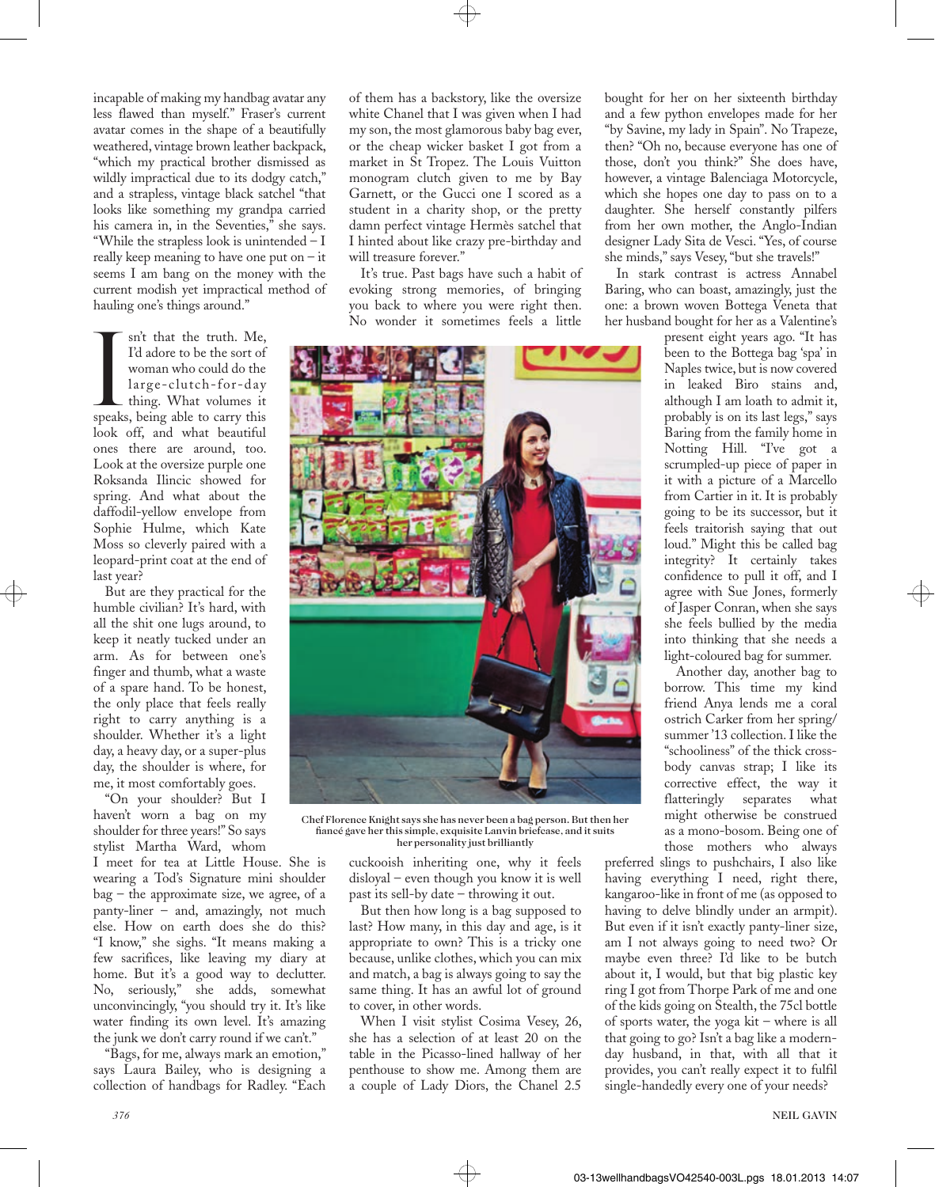incapable of making my handbag avatar any less flawed than myself." Fraser's current avatar comes in the shape of a beautifully weathered, vintage brown leather backpack, "which my practical brother dismissed as wildly impractical due to its dodgy catch," and a strapless, vintage black satchel "that looks like something my grandpa carried his camera in, in the Seventies," she says. "While the strapless look is unintended – I really keep meaning to have one put on – it seems I am bang on the money with the current modish yet impractical method of hauling one's things around."

Isn't that the truth. Me, I'd adore to be the sort of woman who could do the large-clutch-for-day thing. What volumes it speaks, being able to carry this look off, and what beautiful ones there are around, too. Look at the oversize purple one Roksanda Ilincic showed for spring. And what about the daffodil-yellow envelope from Sophie Hulme, which Kate Moss so cleverly paired with a leopard-print coat at the end of last year?

But are they practical for the humble civilian? It's hard, with all the shit one lugs around, to keep it neatly tucked under an arm. As for between one's finger and thumb, what a waste of a spare hand. To be honest, the only place that feels really right to carry anything is a shoulder. Whether it's a light day, a heavy day, or a super-plus day, the shoulder is where, for me, it most comfortably goes.

"On your shoulder? But I haven't worn a bag on my shoulder for three years!" So says stylist Martha Ward, whom I meet for tea at Little House. She is wearing a Tod's Signature mini shoulder bag – the approximate size, we agree, of a panty-liner – and, amazingly, not much else. How on earth does she do this? "I know," she sighs. "It means making a few sacrifices, like leaving my diary at home. But it's a good way to declutter. No, seriously," she adds, somewhat unconvincingly, "you should try it. It's like water finding its own level. It's amazing the junk we don't carry round if we can't."

"Bags, for me, always mark an emotion," says Laura Bailey, who is designing a collection of handbags for Radley. "Each of them has a backstory, like the oversize white Chanel that I was given when I had my son, the most glamorous baby bag ever, or the cheap wicker basket I got from a market in St Tropez. The Louis Vuitton monogram clutch given to me by Bay Garnett, or the Gucci one I scored as a student in a charity shop, or the pretty damn perfect vintage Hermès satchel that I hinted about like crazy pre-birthday and will treasure forever."

It's true. Past bags have such a habit of evoking strong memories, of bringing you back to where you were right then. No wonder it sometimes feels a little cuckooish inheriting one, why it feels disloyal – even though you know it is well past its sell-by date – throwing it out.

But then how long is a bag supposed to last? How many, in this day and age, is it appropriate to own? This is a tricky one because, unlike clothes, which you can mix and match, a bag is always going to say the same thing. It has an awful lot of ground to cover, in other words.

When I visit stylist Cosima Vesey, 26, she has a selection of at least 20 on the table in the Picasso-lined hallway of her penthouse to show me. Among them are a couple of Lady Diors, the Chanel 2.5 bought for her on her sixteenth birthday and a few python envelopes made for her "by Savine, my lady in Spain". No Trapeze, then? "Oh no, because everyone has one of those, don't you think?" She does have, however, a vintage Balenciaga Motorcycle, which she hopes one day to pass on to a daughter. She herself constantly pilfers from her own mother, the Anglo-Indian designer Lady Sita de Vesci. "Yes, of course she minds," says Vesey, "but she travels!"

In stark contrast is actress Annabel Baring, who can boast, amazingly, just the one: a brown woven Bottega Veneta that her husband bought for her as a Valentine's present eight years ago. "It has been to the Bottega bag 'spa' in Naples twice, but is now covered in leaked Biro stains and, although I am loath to admit it, probably is on its last legs," says Baring from the family home in Notting Hill. "I've got a scrumpled-up piece of paper in it with a picture of a Marcello from Cartier in it. It is probably going to be its successor, but it feels traitorish saying that out loud." Might this be called bag integrity? It certainly takes confidence to pull it off, and I agree with Sue Jones, formerly of Jasper Conran, when she says she feels bullied by the media into thinking that she needs a light-coloured bag for summer.

Another day, another bag to borrow. This time my kind friend Anya lends me a coral ostrich Carker from her spring/summer '13 collection. I like the "schooliness" of the thick cross-body canvas strap; I like its corrective effect, the way it flatteringly separates what might otherwise be construed as a mono-bosom. Being one of those mothers who always preferred slings to pushchairs, I also like having everything I need, right there, kangaroo-like in front of me (as opposed to having to delve blindly under an armpit). But even if it isn't exactly panty-liner size, am I not always going to need two? Or maybe even three? I'd like to be butch about it, I would, but that big plastic key ring I got from Thorpe Park of me and one of the kids going on Stealth, the 75cl bottle of sports water, the yoga kit – where is all that going to go? Isn't a bag like a modern-day husband, in that, with all that it provides, you can't really expect it to fulfil single-handedly every one of your needs?

Chef Florence Knight says she has never been a bag person. But then her fiancé gave her this simple, exquisite Lanvin briefcase, and it suits her personality just brilliantly

NEIL GAVIN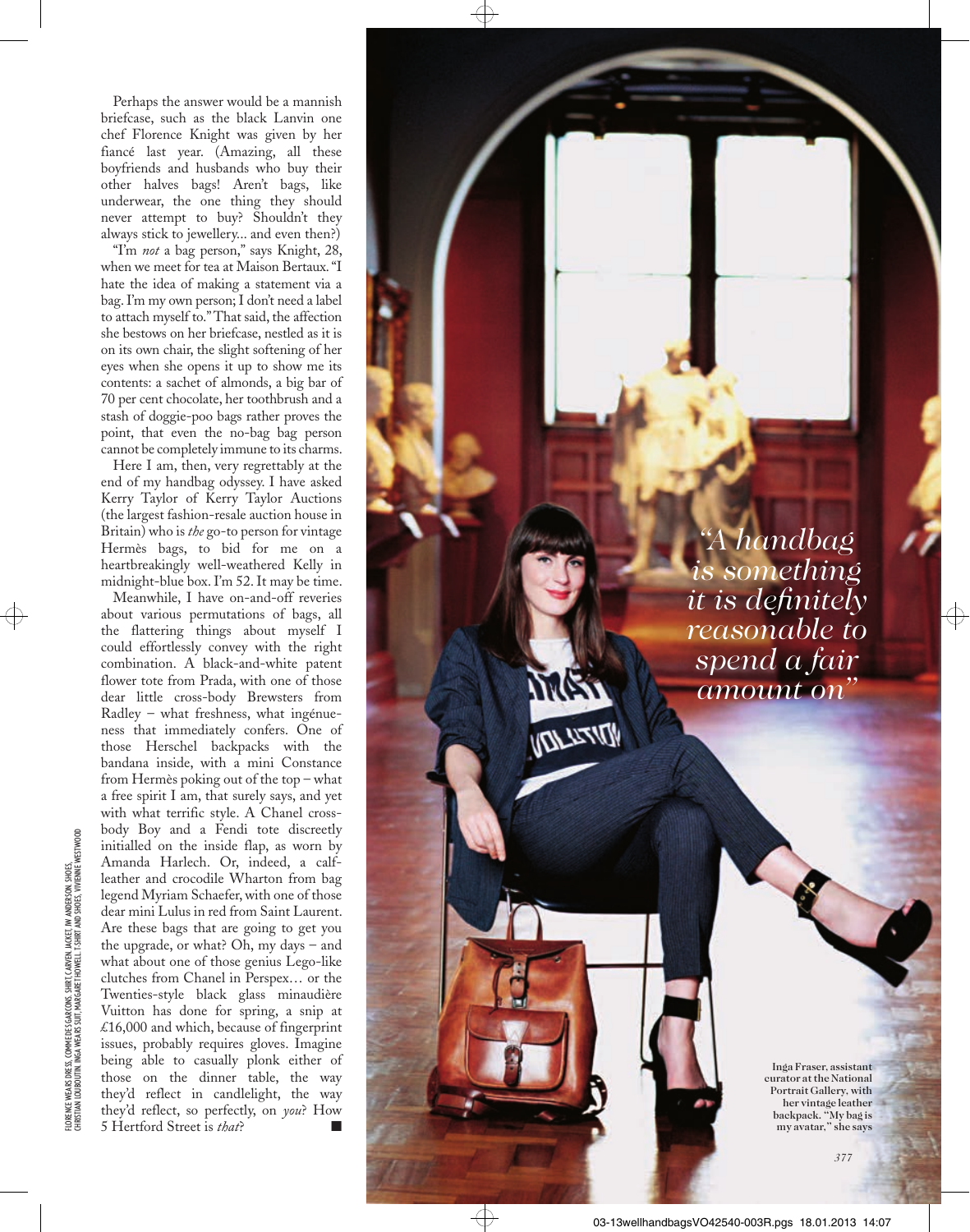Perhaps the answer would be a mannish briefcase, such as the black Lanvin one chef Florence Knight was given by her fiancé last year. (Amazing, all these boyfriends and husbands who buy their other halves bags! Aren't bags, like underwear, the one thing they should never attempt to buy? Shouldn't they always stick to jewellery... and even then?)

"I'm *not* a bag person," says Knight, 28, when we meet for tea at Maison Bertaux. "I hate the idea of making a statement via a bag. I'm my own person; I don't need a label to attach myself to." That said, the affection she bestows on her briefcase, nestled as it is on its own chair, the slight softening of her eyes when she opens it up to show me its contents: a sachet of almonds, a big bar of 70 per cent chocolate, her toothbrush and a stash of doggie-poo bags rather proves the point, that even the no-bag bag person cannot be completely immune to its charms.

Here I am, then, very regrettably at the end of my handbag odyssey. I have asked Kerry Taylor of Kerry Taylor Auctions (the largest fashion-resale auction house in Britain) who is *the* go-to person for vintage Hermès bags, to bid for me on a heartbreakingly well-weathered Kelly in midnight-blue box. I'm 52. It may be time.

Meanwhile, I have on-and-off reveries about various permutations of bags, all the flattering things about myself I could effortlessly convey with the right combination. A black-and-white patent flower tote from Prada, with one of those dear little cross-body Brewsters from Radley – what freshness, what ingénueness that immediately confers. One of those Herschel backpacks with the bandana inside, with a mini Constance from Hermès poking out of the top – what a free spirit I am, that surely says, and yet with what terrific style. A Chanel cross-body Boy and a Fendi tote discreetly initialled on the inside flap, as worn by Amanda Harlech. Or, indeed, a calf-leather and crocodile Wharton from bag legend Myriam Schaefer, with one of those dear mini Lulus in red from Saint Laurent. Are these bags that are going to get you the upgrade, or what? Oh, my days – and what about one of those genius Lego-like clutches from Chanel in Perspex… or the Twenties-style black glass minaudière Vuitton has done for spring, a snip at £16,000 and which, because of fingerprint issues, probably requires gloves. Imagine being able to casually plonk either of those on the dinner table, the way they'd reflect in candlelight, the way they'd reflect, so perfectly, on *you*? How 5 Hertford Street is *that*? ■

FLORENCE WEARS DRESS, COMME DES GARÇONS. SHIRT, CARVEN. JACKET, JW ANDERSON. SHOES, CHRISTIAN LOUBOUTIN. INGA WEARS SUIT, MARGARET HOWELL. T-SHIRT AND SHOES, VIVIENNE WESTWOOD

*"A handbag is something it is definitely reasonable to spend a fair amount on"*

Inga Fraser, assistant curator at the National Portrait Gallery, with her vintage leather backpack. "My bag is my avatar," she says